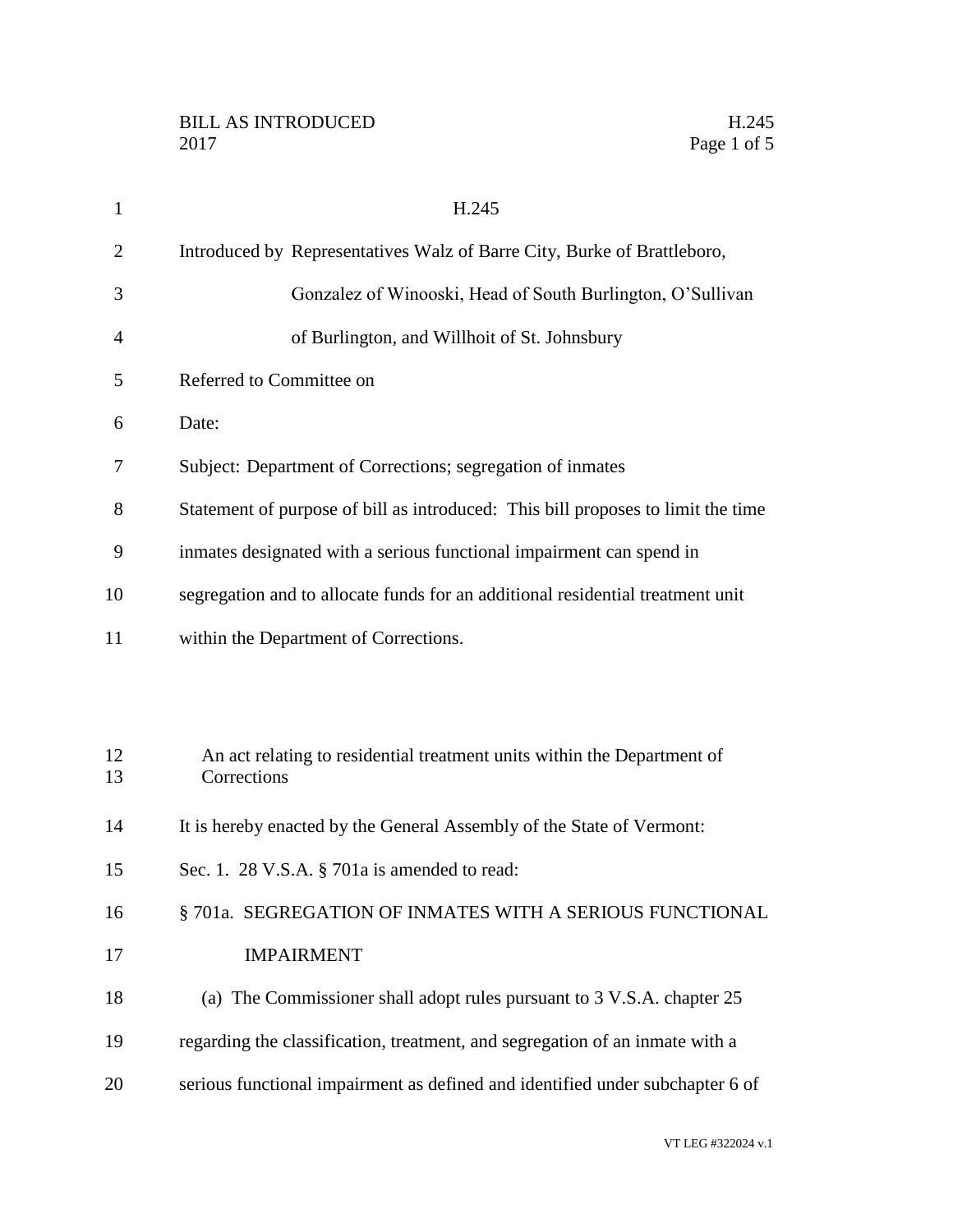# H.245

Introduced by Representatives Walz of Barre City, Burke of Brattleboro, Gonzalez of Winooski, Head of South Burlington, O'Sullivan of Burlington, and Willhoit of St. Johnsbury

Referred to Committee on

Date:

Subject: Department of Corrections; segregation of inmates

Statement of purpose of bill as introduced: This bill proposes to limit the time inmates designated with a serious functional impairment can spend in segregation and to allocate funds for an additional residential treatment unit within the Department of Corrections.

An act relating to residential treatment units within the Department of Corrections

It is hereby enacted by the General Assembly of the State of Vermont:

Sec. 1. 28 V.S.A. § 701a is amended to read:

§ 701a. SEGREGATION OF INMATES WITH A SERIOUS FUNCTIONAL IMPAIRMENT

(a) The Commissioner shall adopt rules pursuant to 3 V.S.A. chapter 25 regarding the classification, treatment, and segregation of an inmate with a serious functional impairment as defined and identified under subchapter 6 of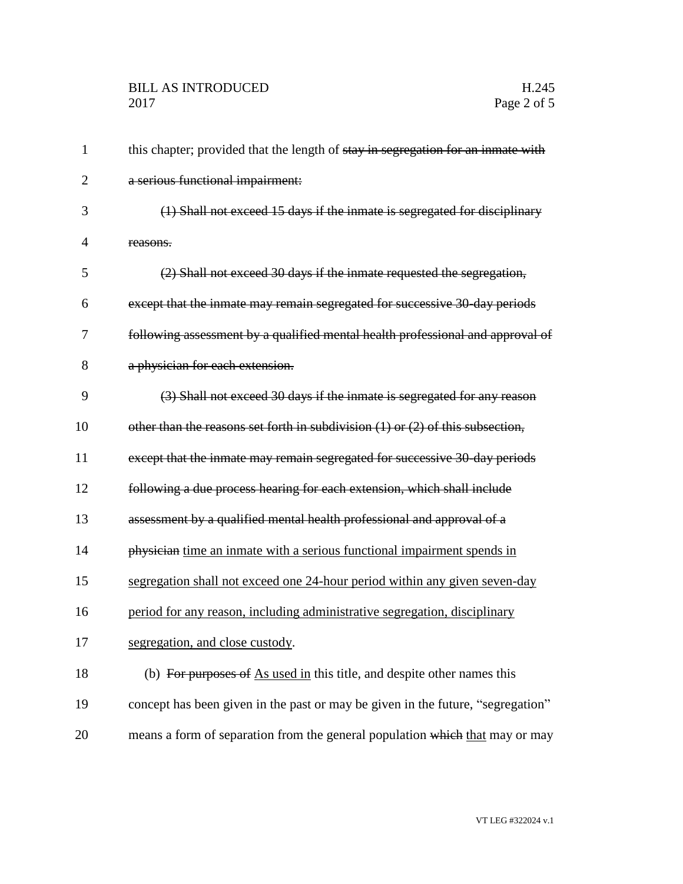this chapter; provided that the length of ~~stay in segregation for an inmate with a serious functional impairment:~~

~~(1) Shall not exceed 15 days if the inmate is segregated for disciplinary reasons.~~

~~(2) Shall not exceed 30 days if the inmate requested the segregation, except that the inmate may remain segregated for successive 30-day periods following assessment by a qualified mental health professional and approval of a physician for each extension.~~

~~(3) Shall not exceed 30 days if the inmate is segregated for any reason other than the reasons set forth in subdivision (1) or (2) of this subsection, except that the inmate may remain segregated for successive 30-day periods following a due process hearing for each extension, which shall include assessment by a qualified mental health professional and approval of a physician~~ <u>time an inmate with a serious functional impairment spends in segregation shall not exceed one 24-hour period within any given seven-day period for any reason, including administrative segregation, disciplinary segregation, and close custody</u>.

(b) ~~For purposes of~~ <u>As used in</u> this title, and despite other names this concept has been given in the past or may be given in the future, "segregation" means a form of separation from the general population ~~which~~ <u>that</u> may or may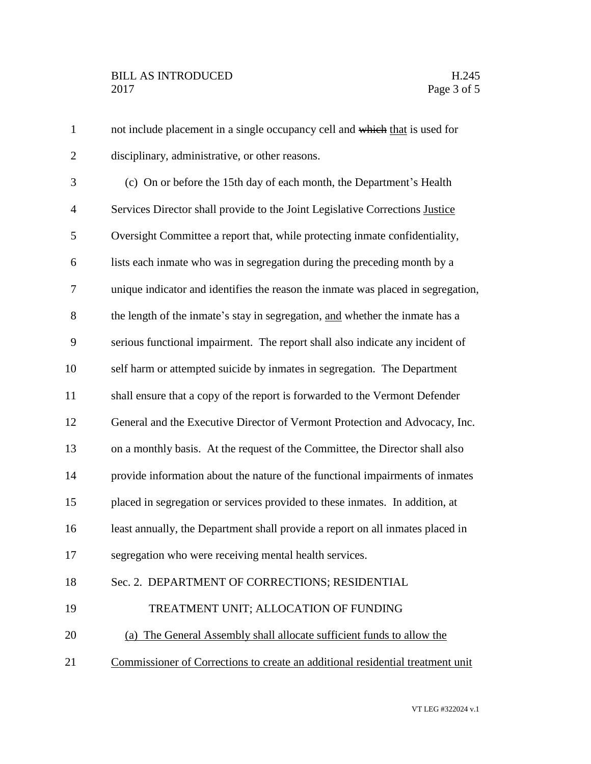not include placement in a single occupancy cell and ~~which~~ <u>that</u> is used for disciplinary, administrative, or other reasons.

(c) On or before the 15th day of each month, the Department's Health Services Director shall provide to the Joint Legislative Corrections <u>Justice</u> Oversight Committee a report that, while protecting inmate confidentiality, lists each inmate who was in segregation during the preceding month by a unique indicator and identifies the reason the inmate was placed in segregation, the length of the inmate's stay in segregation, <u>and</u> whether the inmate has a serious functional impairment. The report shall also indicate any incident of self harm or attempted suicide by inmates in segregation. The Department shall ensure that a copy of the report is forwarded to the Vermont Defender General and the Executive Director of Vermont Protection and Advocacy, Inc. on a monthly basis. At the request of the Committee, the Director shall also provide information about the nature of the functional impairments of inmates placed in segregation or services provided to these inmates. In addition, at least annually, the Department shall provide a report on all inmates placed in segregation who were receiving mental health services.

Sec. 2. DEPARTMENT OF CORRECTIONS; RESIDENTIAL TREATMENT UNIT; ALLOCATION OF FUNDING

<u>(a) The General Assembly shall allocate sufficient funds to allow the Commissioner of Corrections to create an additional residential treatment unit</u>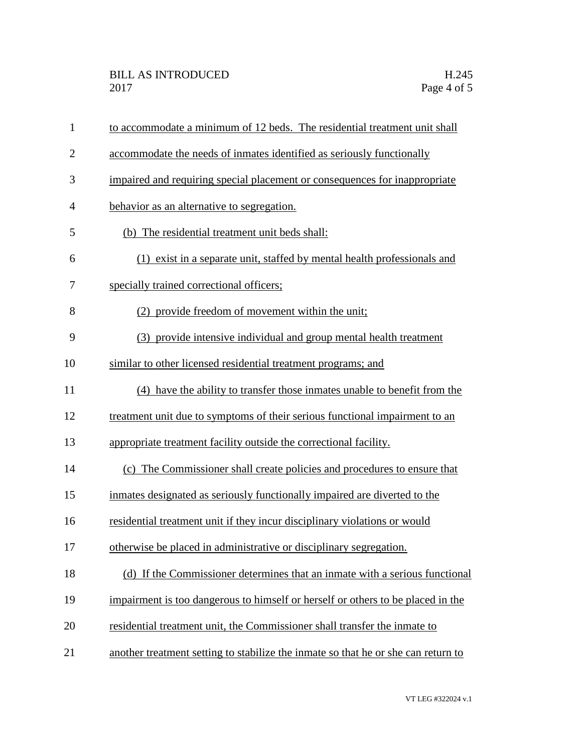to accommodate a minimum of 12 beds. The residential treatment unit shall accommodate the needs of inmates identified as seriously functionally impaired and requiring special placement or consequences for inappropriate behavior as an alternative to segregation.

(b) The residential treatment unit beds shall:

(1) exist in a separate unit, staffed by mental health professionals and specially trained correctional officers;

(2) provide freedom of movement within the unit;

(3) provide intensive individual and group mental health treatment similar to other licensed residential treatment programs; and

(4) have the ability to transfer those inmates unable to benefit from the treatment unit due to symptoms of their serious functional impairment to an appropriate treatment facility outside the correctional facility.

(c) The Commissioner shall create policies and procedures to ensure that inmates designated as seriously functionally impaired are diverted to the residential treatment unit if they incur disciplinary violations or would otherwise be placed in administrative or disciplinary segregation.

(d) If the Commissioner determines that an inmate with a serious functional impairment is too dangerous to himself or herself or others to be placed in the residential treatment unit, the Commissioner shall transfer the inmate to another treatment setting to stabilize the inmate so that he or she can return to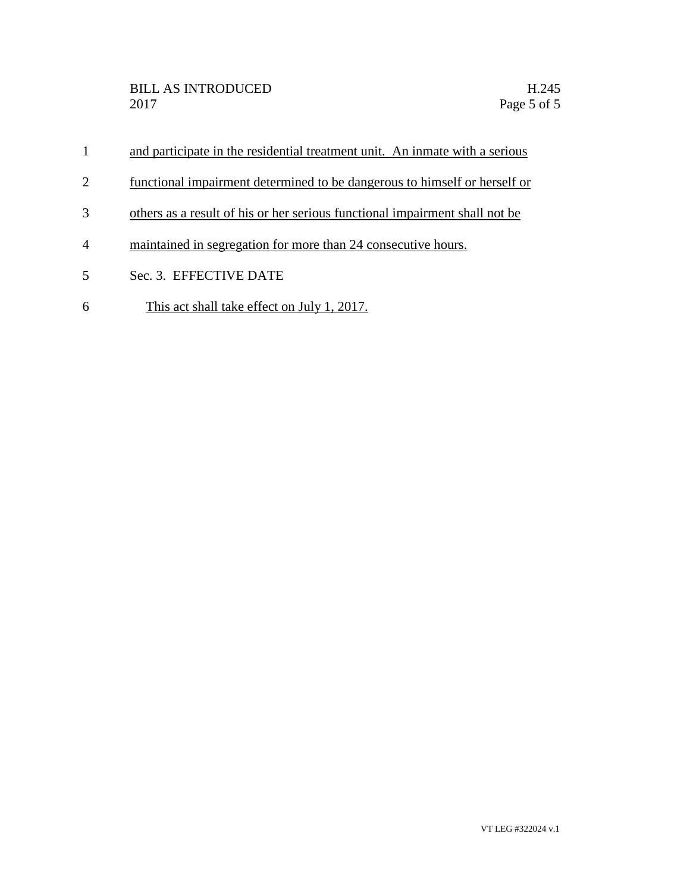and participate in the residential treatment unit. An inmate with a serious functional impairment determined to be dangerous to himself or herself or others as a result of his or her serious functional impairment shall not be maintained in segregation for more than 24 consecutive hours.

Sec. 3. EFFECTIVE DATE

This act shall take effect on July 1, 2017.